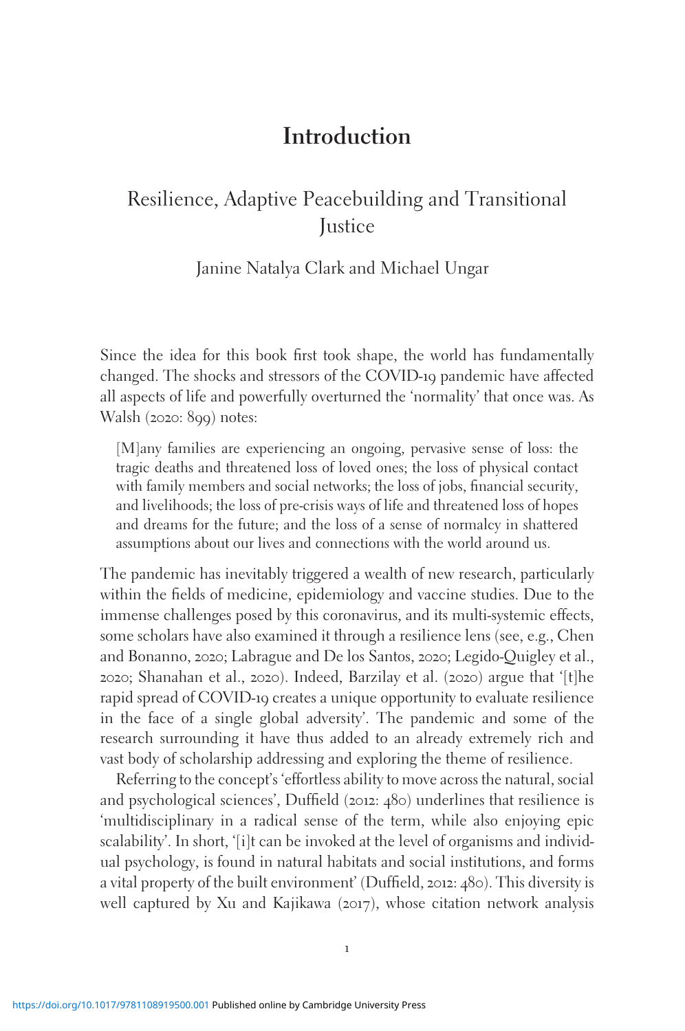# Introduction

## Resilience, Adaptive Peacebuilding and Transitional Justice

Janine Natalya Clark and Michael Ungar

Since the idea for this book first took shape, the world has fundamentally changed. The shocks and stressors of the COVID-19 pandemic have affected all aspects of life and powerfully overturned the 'normality' that once was. As Walsh (2020: 899) notes:

> [M]any families are experiencing an ongoing, pervasive sense of loss: the tragic deaths and threatened loss of loved ones; the loss of physical contact with family members and social networks; the loss of jobs, financial security, and livelihoods; the loss of pre-crisis ways of life and threatened loss of hopes and dreams for the future; and the loss of a sense of normalcy in shattered assumptions about our lives and connections with the world around us.

The pandemic has inevitably triggered a wealth of new research, particularly within the fields of medicine, epidemiology and vaccine studies. Due to the immense challenges posed by this coronavirus, and its multi-systemic effects, some scholars have also examined it through a resilience lens (see, e.g., Chen and Bonanno, 2020; Labrague and De los Santos, 2020; Legido-Quigley et al., 2020; Shanahan et al., 2020). Indeed, Barzilay et al. (2020) argue that '[t]he rapid spread of COVID-19 creates a unique opportunity to evaluate resilience in the face of a single global adversity'. The pandemic and some of the research surrounding it have thus added to an already extremely rich and vast body of scholarship addressing and exploring the theme of resilience.

Referring to the concept's 'effortless ability to move across the natural, social and psychological sciences', Duffield (2012: 480) underlines that resilience is 'multidisciplinary in a radical sense of the term, while also enjoying epic scalability'. In short, '[i]t can be invoked at the level of organisms and individual psychology, is found in natural habitats and social institutions, and forms a vital property of the built environment' (Duffield, 2012: 480). This diversity is well captured by Xu and Kajikawa (2017), whose citation network analysis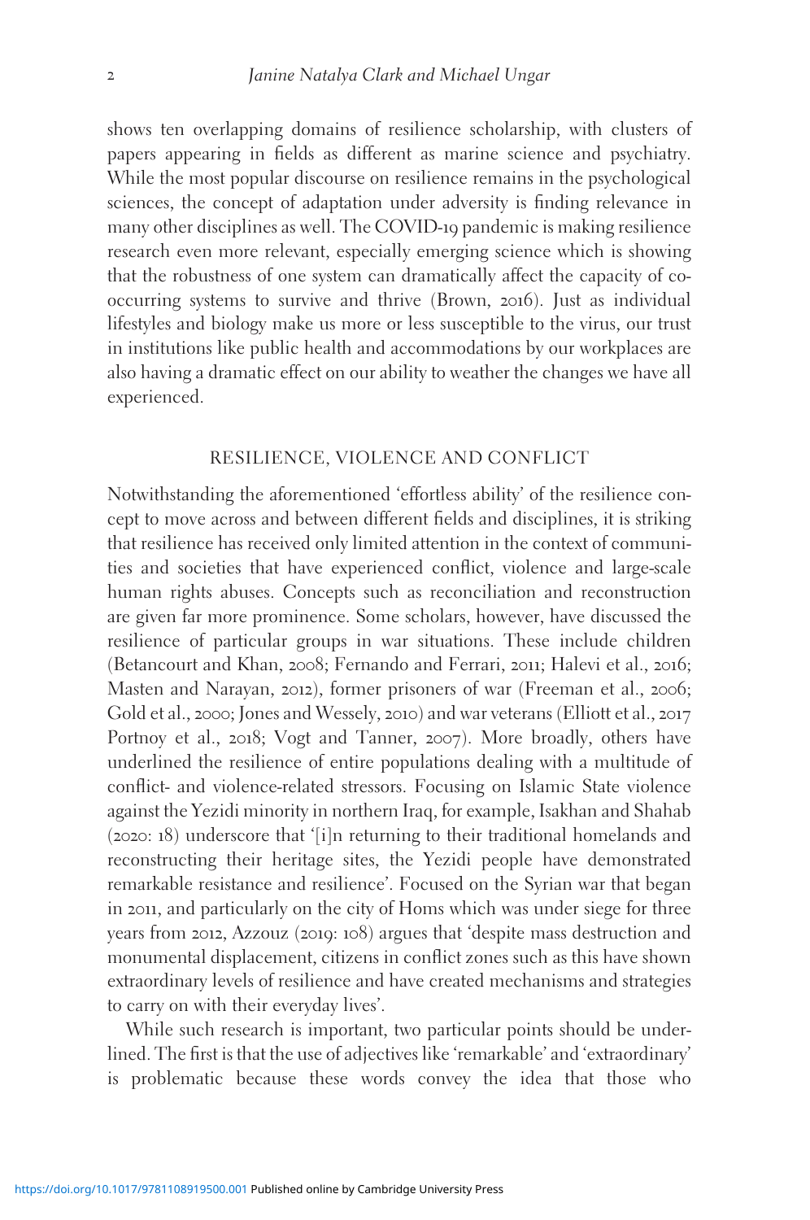shows ten overlapping domains of resilience scholarship, with clusters of papers appearing in fields as different as marine science and psychiatry. While the most popular discourse on resilience remains in the psychological sciences, the concept of adaptation under adversity is finding relevance in many other disciplines as well. The COVID-19 pandemic is making resilience research even more relevant, especially emerging science which is showing that the robustness of one system can dramatically affect the capacity of co-occurring systems to survive and thrive (Brown, 2016). Just as individual lifestyles and biology make us more or less susceptible to the virus, our trust in institutions like public health and accommodations by our workplaces are also having a dramatic effect on our ability to weather the changes we have all experienced.

## RESILIENCE, VIOLENCE AND CONFLICT

Notwithstanding the aforementioned 'effortless ability' of the resilience concept to move across and between different fields and disciplines, it is striking that resilience has received only limited attention in the context of communities and societies that have experienced conflict, violence and large-scale human rights abuses. Concepts such as reconciliation and reconstruction are given far more prominence. Some scholars, however, have discussed the resilience of particular groups in war situations. These include children (Betancourt and Khan, 2008; Fernando and Ferrari, 2011; Halevi et al., 2016; Masten and Narayan, 2012), former prisoners of war (Freeman et al., 2006; Gold et al., 2000; Jones and Wessely, 2010) and war veterans (Elliott et al., 2017 Portnoy et al., 2018; Vogt and Tanner, 2007). More broadly, others have underlined the resilience of entire populations dealing with a multitude of conflict- and violence-related stressors. Focusing on Islamic State violence against the Yezidi minority in northern Iraq, for example, Isakhan and Shahab (2020: 18) underscore that '[i]n returning to their traditional homelands and reconstructing their heritage sites, the Yezidi people have demonstrated remarkable resistance and resilience'. Focused on the Syrian war that began in 2011, and particularly on the city of Homs which was under siege for three years from 2012, Azzouz (2019: 108) argues that 'despite mass destruction and monumental displacement, citizens in conflict zones such as this have shown extraordinary levels of resilience and have created mechanisms and strategies to carry on with their everyday lives'.

While such research is important, two particular points should be underlined. The first is that the use of adjectives like 'remarkable' and 'extraordinary' is problematic because these words convey the idea that those who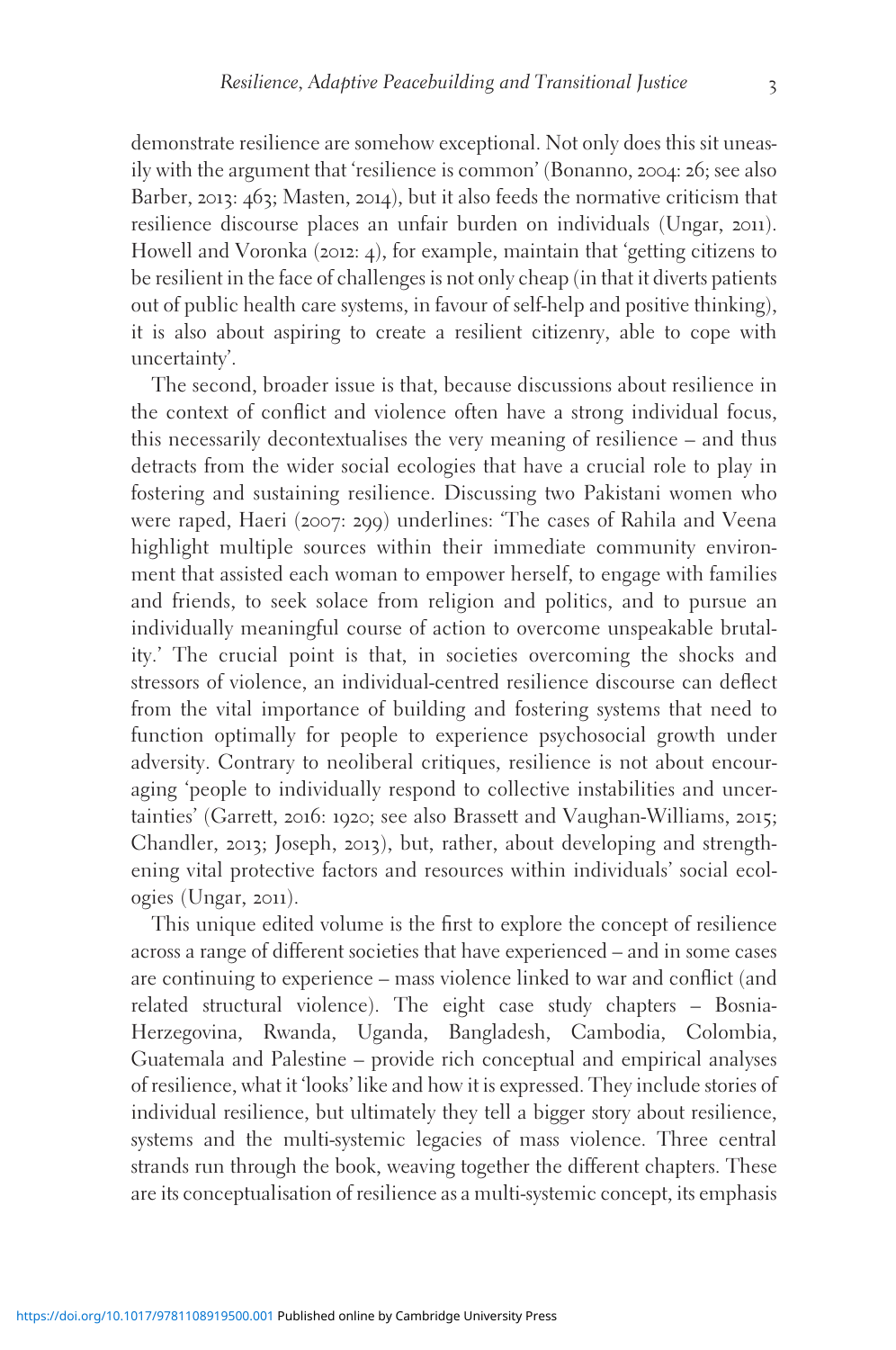demonstrate resilience are somehow exceptional. Not only does this sit uneasily with the argument that 'resilience is common' (Bonanno, 2004: 26; see also Barber, 2013: 463; Masten, 2014), but it also feeds the normative criticism that resilience discourse places an unfair burden on individuals (Ungar, 2011). Howell and Voronka (2012: 4), for example, maintain that 'getting citizens to be resilient in the face of challenges is not only cheap (in that it diverts patients out of public health care systems, in favour of self-help and positive thinking), it is also about aspiring to create a resilient citizenry, able to cope with uncertainty'.

The second, broader issue is that, because discussions about resilience in the context of conflict and violence often have a strong individual focus, this necessarily decontextualises the very meaning of resilience – and thus detracts from the wider social ecologies that have a crucial role to play in fostering and sustaining resilience. Discussing two Pakistani women who were raped, Haeri (2007: 299) underlines: 'The cases of Rahila and Veena highlight multiple sources within their immediate community environment that assisted each woman to empower herself, to engage with families and friends, to seek solace from religion and politics, and to pursue an individually meaningful course of action to overcome unspeakable brutality.' The crucial point is that, in societies overcoming the shocks and stressors of violence, an individual-centred resilience discourse can deflect from the vital importance of building and fostering systems that need to function optimally for people to experience psychosocial growth under adversity. Contrary to neoliberal critiques, resilience is not about encouraging 'people to individually respond to collective instabilities and uncertainties' (Garrett, 2016: 1920; see also Brassett and Vaughan-Williams, 2015; Chandler, 2013; Joseph, 2013), but, rather, about developing and strengthening vital protective factors and resources within individuals' social ecologies (Ungar, 2011).

This unique edited volume is the first to explore the concept of resilience across a range of different societies that have experienced – and in some cases are continuing to experience – mass violence linked to war and conflict (and related structural violence). The eight case study chapters – Bosnia-Herzegovina, Rwanda, Uganda, Bangladesh, Cambodia, Colombia, Guatemala and Palestine – provide rich conceptual and empirical analyses of resilience, what it 'looks' like and how it is expressed. They include stories of individual resilience, but ultimately they tell a bigger story about resilience, systems and the multi-systemic legacies of mass violence. Three central strands run through the book, weaving together the different chapters. These are its conceptualisation of resilience as a multi-systemic concept, its emphasis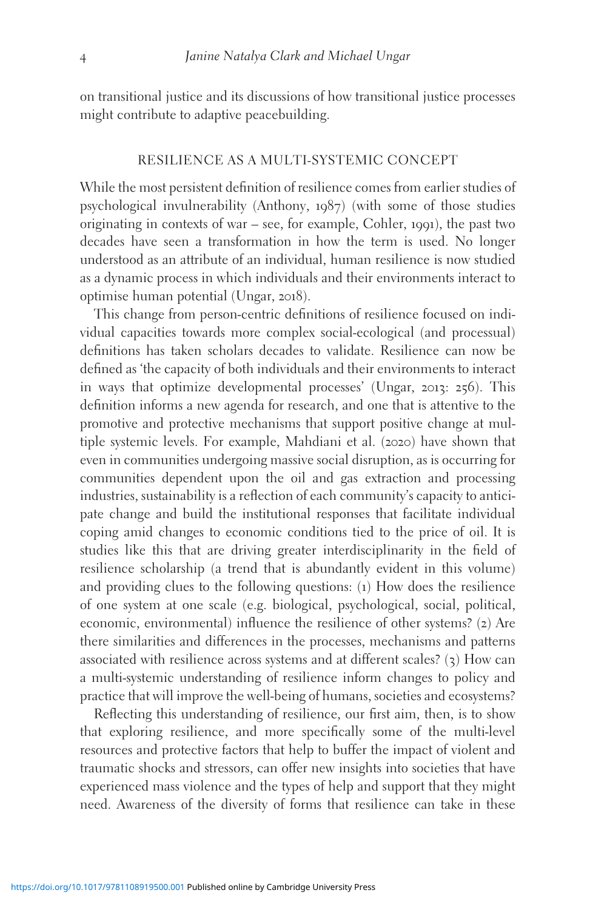on transitional justice and its discussions of how transitional justice processes might contribute to adaptive peacebuilding.

## RESILIENCE AS A MULTI-SYSTEMIC CONCEPT

While the most persistent definition of resilience comes from earlier studies of psychological invulnerability (Anthony, 1987) (with some of those studies originating in contexts of war – see, for example, Cohler, 1991), the past two decades have seen a transformation in how the term is used. No longer understood as an attribute of an individual, human resilience is now studied as a dynamic process in which individuals and their environments interact to optimise human potential (Ungar, 2018).

This change from person-centric definitions of resilience focused on individual capacities towards more complex social-ecological (and processual) definitions has taken scholars decades to validate. Resilience can now be defined as 'the capacity of both individuals and their environments to interact in ways that optimize developmental processes' (Ungar, 2013: 256). This definition informs a new agenda for research, and one that is attentive to the promotive and protective mechanisms that support positive change at multiple systemic levels. For example, Mahdiani et al. (2020) have shown that even in communities undergoing massive social disruption, as is occurring for communities dependent upon the oil and gas extraction and processing industries, sustainability is a reflection of each community's capacity to anticipate change and build the institutional responses that facilitate individual coping amid changes to economic conditions tied to the price of oil. It is studies like this that are driving greater interdisciplinarity in the field of resilience scholarship (a trend that is abundantly evident in this volume) and providing clues to the following questions: (1) How does the resilience of one system at one scale (e.g. biological, psychological, social, political, economic, environmental) influence the resilience of other systems? (2) Are there similarities and differences in the processes, mechanisms and patterns associated with resilience across systems and at different scales? (3) How can a multi-systemic understanding of resilience inform changes to policy and practice that will improve the well-being of humans, societies and ecosystems?

Reflecting this understanding of resilience, our first aim, then, is to show that exploring resilience, and more specifically some of the multi-level resources and protective factors that help to buffer the impact of violent and traumatic shocks and stressors, can offer new insights into societies that have experienced mass violence and the types of help and support that they might need. Awareness of the diversity of forms that resilience can take in these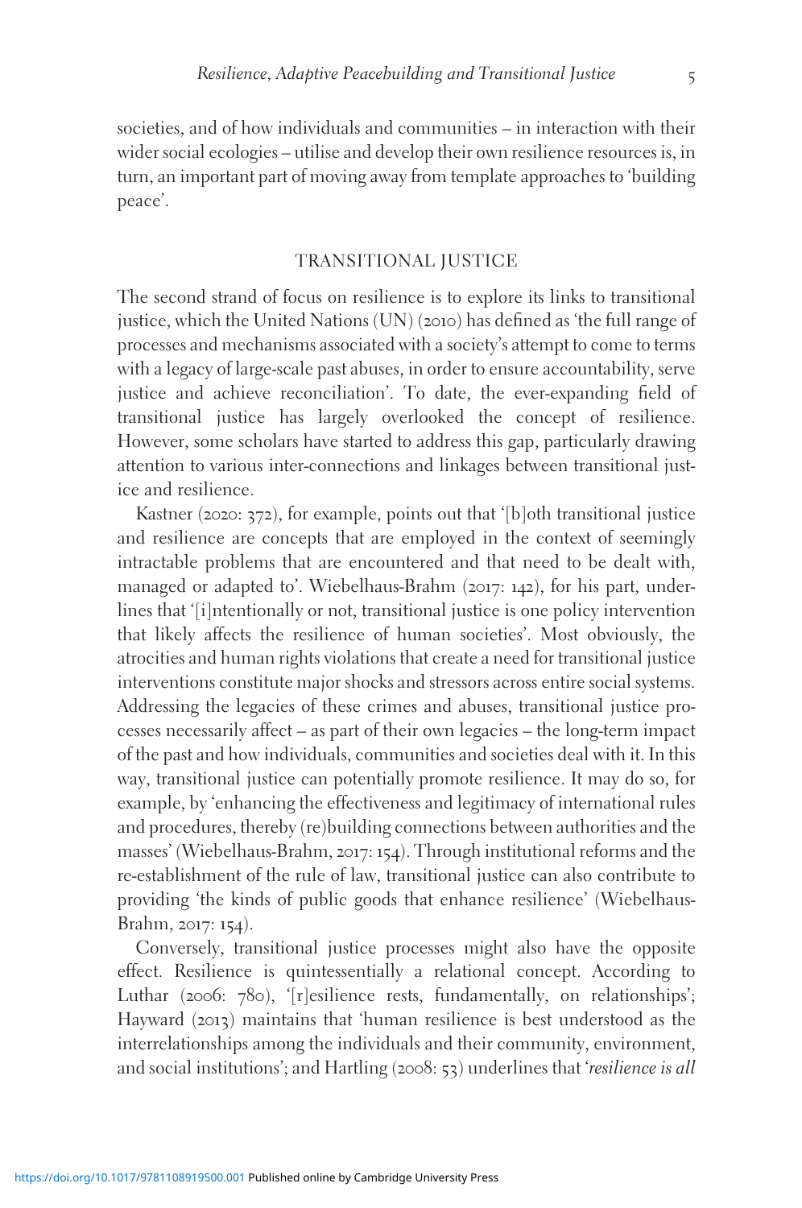societies, and of how individuals and communities – in interaction with their wider social ecologies – utilise and develop their own resilience resources is, in turn, an important part of moving away from template approaches to 'building peace'.

## TRANSITIONAL JUSTICE

The second strand of focus on resilience is to explore its links to transitional justice, which the United Nations (UN) (2010) has defined as 'the full range of processes and mechanisms associated with a society's attempt to come to terms with a legacy of large-scale past abuses, in order to ensure accountability, serve justice and achieve reconciliation'. To date, the ever-expanding field of transitional justice has largely overlooked the concept of resilience. However, some scholars have started to address this gap, particularly drawing attention to various inter-connections and linkages between transitional justice and resilience.

Kastner (2020: 372), for example, points out that '[b]oth transitional justice and resilience are concepts that are employed in the context of seemingly intractable problems that are encountered and that need to be dealt with, managed or adapted to'. Wiebelhaus-Brahm (2017: 142), for his part, underlines that '[i]ntentionally or not, transitional justice is one policy intervention that likely affects the resilience of human societies'. Most obviously, the atrocities and human rights violations that create a need for transitional justice interventions constitute major shocks and stressors across entire social systems. Addressing the legacies of these crimes and abuses, transitional justice processes necessarily affect – as part of their own legacies – the long-term impact of the past and how individuals, communities and societies deal with it. In this way, transitional justice can potentially promote resilience. It may do so, for example, by 'enhancing the effectiveness and legitimacy of international rules and procedures, thereby (re)building connections between authorities and the masses' (Wiebelhaus-Brahm, 2017: 154). Through institutional reforms and the re-establishment of the rule of law, transitional justice can also contribute to providing 'the kinds of public goods that enhance resilience' (Wiebelhaus-Brahm, 2017: 154).

Conversely, transitional justice processes might also have the opposite effect. Resilience is quintessentially a relational concept. According to Luthar (2006: 780), '[r]esilience rests, fundamentally, on relationships'; Hayward (2013) maintains that 'human resilience is best understood as the interrelationships among the individuals and their community, environment, and social institutions'; and Hartling (2008: 53) underlines that '*resilience is all*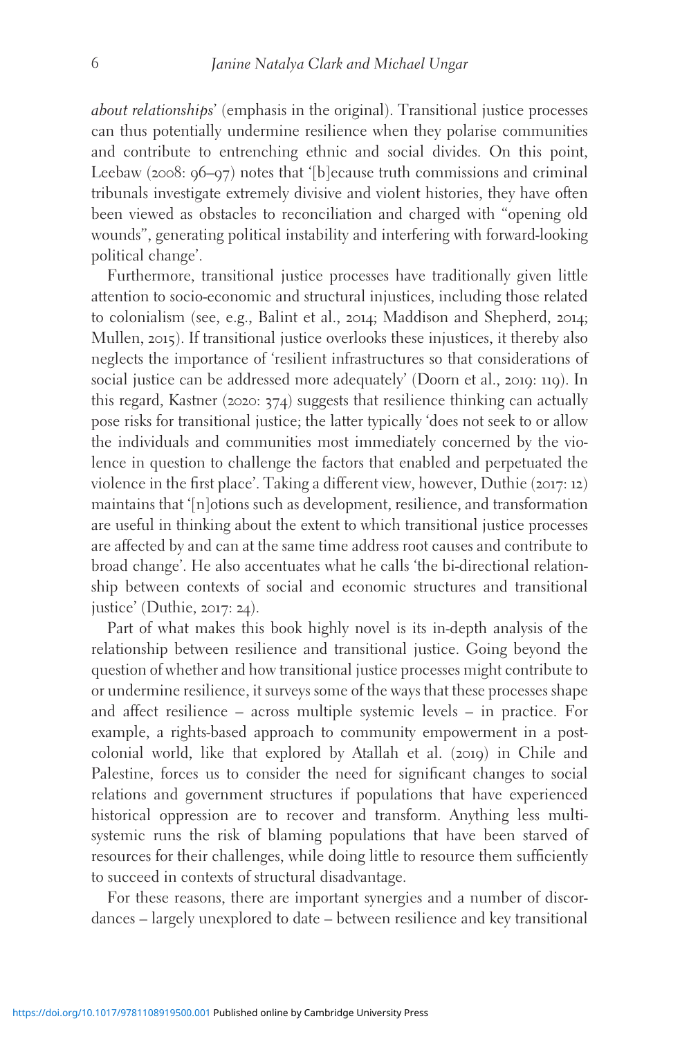*about relationships*' (emphasis in the original). Transitional justice processes can thus potentially undermine resilience when they polarise communities and contribute to entrenching ethnic and social divides. On this point, Leebaw (2008: 96–97) notes that '[b]ecause truth commissions and criminal tribunals investigate extremely divisive and violent histories, they have often been viewed as obstacles to reconciliation and charged with "opening old wounds", generating political instability and interfering with forward-looking political change'.

Furthermore, transitional justice processes have traditionally given little attention to socio-economic and structural injustices, including those related to colonialism (see, e.g., Balint et al., 2014; Maddison and Shepherd, 2014; Mullen, 2015). If transitional justice overlooks these injustices, it thereby also neglects the importance of 'resilient infrastructures so that considerations of social justice can be addressed more adequately' (Doorn et al., 2019: 119). In this regard, Kastner (2020: 374) suggests that resilience thinking can actually pose risks for transitional justice; the latter typically 'does not seek to or allow the individuals and communities most immediately concerned by the violence in question to challenge the factors that enabled and perpetuated the violence in the first place'. Taking a different view, however, Duthie (2017: 12) maintains that '[n]otions such as development, resilience, and transformation are useful in thinking about the extent to which transitional justice processes are affected by and can at the same time address root causes and contribute to broad change'. He also accentuates what he calls 'the bi-directional relationship between contexts of social and economic structures and transitional justice' (Duthie, 2017: 24).

Part of what makes this book highly novel is its in-depth analysis of the relationship between resilience and transitional justice. Going beyond the question of whether and how transitional justice processes might contribute to or undermine resilience, it surveys some of the ways that these processes shape and affect resilience – across multiple systemic levels – in practice. For example, a rights-based approach to community empowerment in a post-colonial world, like that explored by Atallah et al. (2019) in Chile and Palestine, forces us to consider the need for significant changes to social relations and government structures if populations that have experienced historical oppression are to recover and transform. Anything less multi-systemic runs the risk of blaming populations that have been starved of resources for their challenges, while doing little to resource them sufficiently to succeed in contexts of structural disadvantage.

For these reasons, there are important synergies and a number of discordances – largely unexplored to date – between resilience and key transitional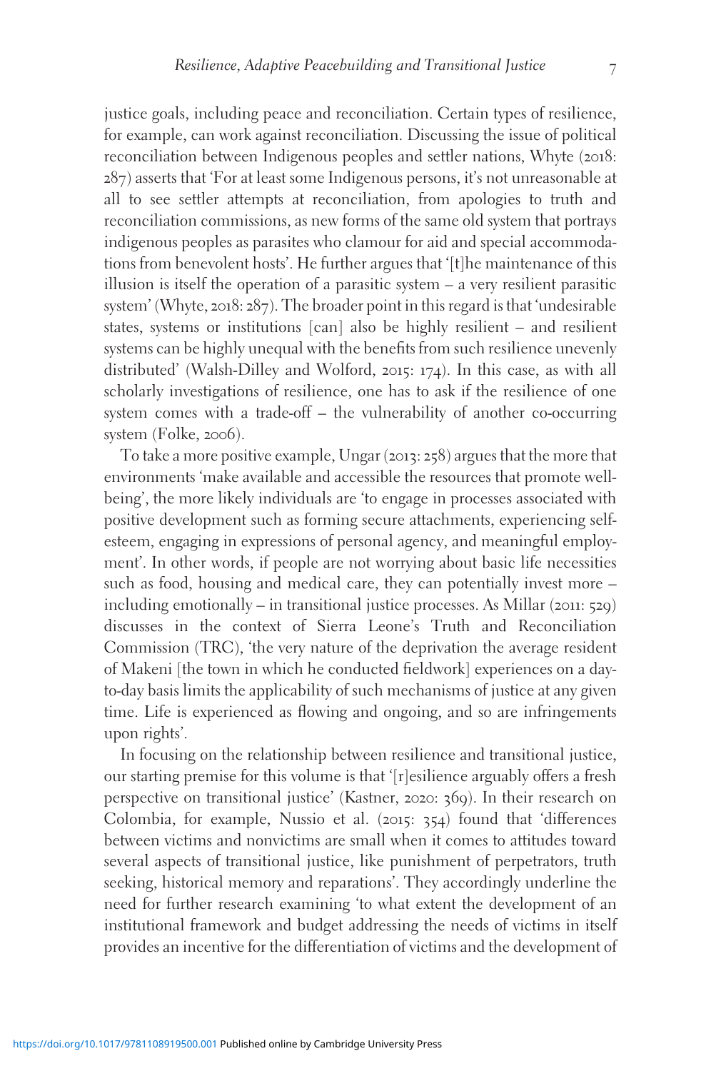justice goals, including peace and reconciliation. Certain types of resilience, for example, can work against reconciliation. Discussing the issue of political reconciliation between Indigenous peoples and settler nations, Whyte (2018: 287) asserts that 'For at least some Indigenous persons, it's not unreasonable at all to see settler attempts at reconciliation, from apologies to truth and reconciliation commissions, as new forms of the same old system that portrays indigenous peoples as parasites who clamour for aid and special accommodations from benevolent hosts'. He further argues that '[t]he maintenance of this illusion is itself the operation of a parasitic system – a very resilient parasitic system' (Whyte, 2018: 287). The broader point in this regard is that 'undesirable states, systems or institutions [can] also be highly resilient – and resilient systems can be highly unequal with the benefits from such resilience unevenly distributed' (Walsh-Dilley and Wolford, 2015: 174). In this case, as with all scholarly investigations of resilience, one has to ask if the resilience of one system comes with a trade-off – the vulnerability of another co-occurring system (Folke, 2006).

To take a more positive example, Ungar (2013: 258) argues that the more that environments 'make available and accessible the resources that promote well-being', the more likely individuals are 'to engage in processes associated with positive development such as forming secure attachments, experiencing self-esteem, engaging in expressions of personal agency, and meaningful employment'. In other words, if people are not worrying about basic life necessities such as food, housing and medical care, they can potentially invest more – including emotionally – in transitional justice processes. As Millar (2011: 529) discusses in the context of Sierra Leone's Truth and Reconciliation Commission (TRC), 'the very nature of the deprivation the average resident of Makeni [the town in which he conducted fieldwork] experiences on a day-to-day basis limits the applicability of such mechanisms of justice at any given time. Life is experienced as flowing and ongoing, and so are infringements upon rights'.

In focusing on the relationship between resilience and transitional justice, our starting premise for this volume is that '[r]esilience arguably offers a fresh perspective on transitional justice' (Kastner, 2020: 369). In their research on Colombia, for example, Nussio et al. (2015: 354) found that 'differences between victims and nonvictims are small when it comes to attitudes toward several aspects of transitional justice, like punishment of perpetrators, truth seeking, historical memory and reparations'. They accordingly underline the need for further research examining 'to what extent the development of an institutional framework and budget addressing the needs of victims in itself provides an incentive for the differentiation of victims and the development of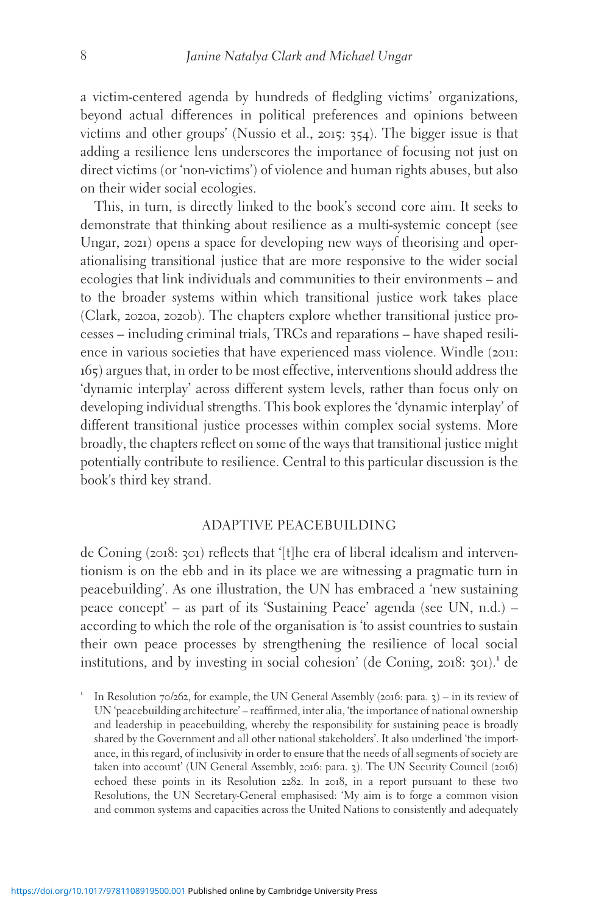a victim-centered agenda by hundreds of fledgling victims' organizations, beyond actual differences in political preferences and opinions between victims and other groups' (Nussio et al., 2015: 354). The bigger issue is that adding a resilience lens underscores the importance of focusing not just on direct victims (or 'non-victims') of violence and human rights abuses, but also on their wider social ecologies.

This, in turn, is directly linked to the book's second core aim. It seeks to demonstrate that thinking about resilience as a multi-systemic concept (see Ungar, 2021) opens a space for developing new ways of theorising and operationalising transitional justice that are more responsive to the wider social ecologies that link individuals and communities to their environments – and to the broader systems within which transitional justice work takes place (Clark, 2020a, 2020b). The chapters explore whether transitional justice processes – including criminal trials, TRCs and reparations – have shaped resilience in various societies that have experienced mass violence. Windle (2011: 165) argues that, in order to be most effective, interventions should address the 'dynamic interplay' across different system levels, rather than focus only on developing individual strengths. This book explores the 'dynamic interplay' of different transitional justice processes within complex social systems. More broadly, the chapters reflect on some of the ways that transitional justice might potentially contribute to resilience. Central to this particular discussion is the book's third key strand.

## ADAPTIVE PEACEBUILDING

de Coning (2018: 301) reflects that '[t]he era of liberal idealism and interventionism is on the ebb and in its place we are witnessing a pragmatic turn in peacebuilding'. As one illustration, the UN has embraced a 'new sustaining peace concept' – as part of its 'Sustaining Peace' agenda (see UN, n.d.) – according to which the role of the organisation is 'to assist countries to sustain their own peace processes by strengthening the resilience of local social institutions, and by investing in social cohesion' (de Coning, 2018: 301).[1] de

[1] In Resolution 70/262, for example, the UN General Assembly (2016: para. 3) – in its review of UN 'peacebuilding architecture' – reaffirmed, inter alia, 'the importance of national ownership and leadership in peacebuilding, whereby the responsibility for sustaining peace is broadly shared by the Government and all other national stakeholders'. It also underlined 'the importance, in this regard, of inclusivity in order to ensure that the needs of all segments of society are taken into account' (UN General Assembly, 2016: para. 3). The UN Security Council (2016) echoed these points in its Resolution 2282. In 2018, in a report pursuant to these two Resolutions, the UN Secretary-General emphasised: 'My aim is to forge a common vision and common systems and capacities across the United Nations to consistently and adequately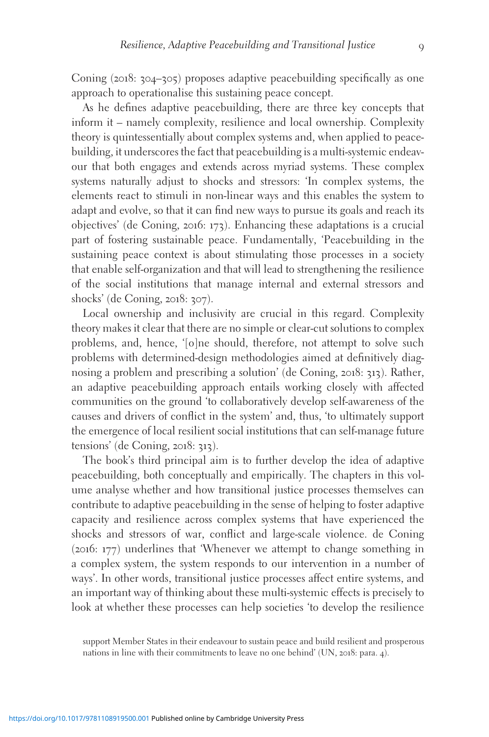Coning (2018: 304–305) proposes adaptive peacebuilding specifically as one approach to operationalise this sustaining peace concept.

As he defines adaptive peacebuilding, there are three key concepts that inform it – namely complexity, resilience and local ownership. Complexity theory is quintessentially about complex systems and, when applied to peacebuilding, it underscores the fact that peacebuilding is a multi-systemic endeavour that both engages and extends across myriad systems. These complex systems naturally adjust to shocks and stressors: 'In complex systems, the elements react to stimuli in non-linear ways and this enables the system to adapt and evolve, so that it can find new ways to pursue its goals and reach its objectives' (de Coning, 2016: 173). Enhancing these adaptations is a crucial part of fostering sustainable peace. Fundamentally, 'Peacebuilding in the sustaining peace context is about stimulating those processes in a society that enable self-organization and that will lead to strengthening the resilience of the social institutions that manage internal and external stressors and shocks' (de Coning, 2018: 307).

Local ownership and inclusivity are crucial in this regard. Complexity theory makes it clear that there are no simple or clear-cut solutions to complex problems, and, hence, '[o]ne should, therefore, not attempt to solve such problems with determined-design methodologies aimed at definitively diagnosing a problem and prescribing a solution' (de Coning, 2018: 313). Rather, an adaptive peacebuilding approach entails working closely with affected communities on the ground 'to collaboratively develop self-awareness of the causes and drivers of conflict in the system' and, thus, 'to ultimately support the emergence of local resilient social institutions that can self-manage future tensions' (de Coning, 2018: 313).

The book's third principal aim is to further develop the idea of adaptive peacebuilding, both conceptually and empirically. The chapters in this volume analyse whether and how transitional justice processes themselves can contribute to adaptive peacebuilding in the sense of helping to foster adaptive capacity and resilience across complex systems that have experienced the shocks and stressors of war, conflict and large-scale violence. de Coning (2016: 177) underlines that 'Whenever we attempt to change something in a complex system, the system responds to our intervention in a number of ways'. In other words, transitional justice processes affect entire systems, and an important way of thinking about these multi-systemic effects is precisely to look at whether these processes can help societies 'to develop the resilience

support Member States in their endeavour to sustain peace and build resilient and prosperous nations in line with their commitments to leave no one behind' (UN, 2018: para. 4).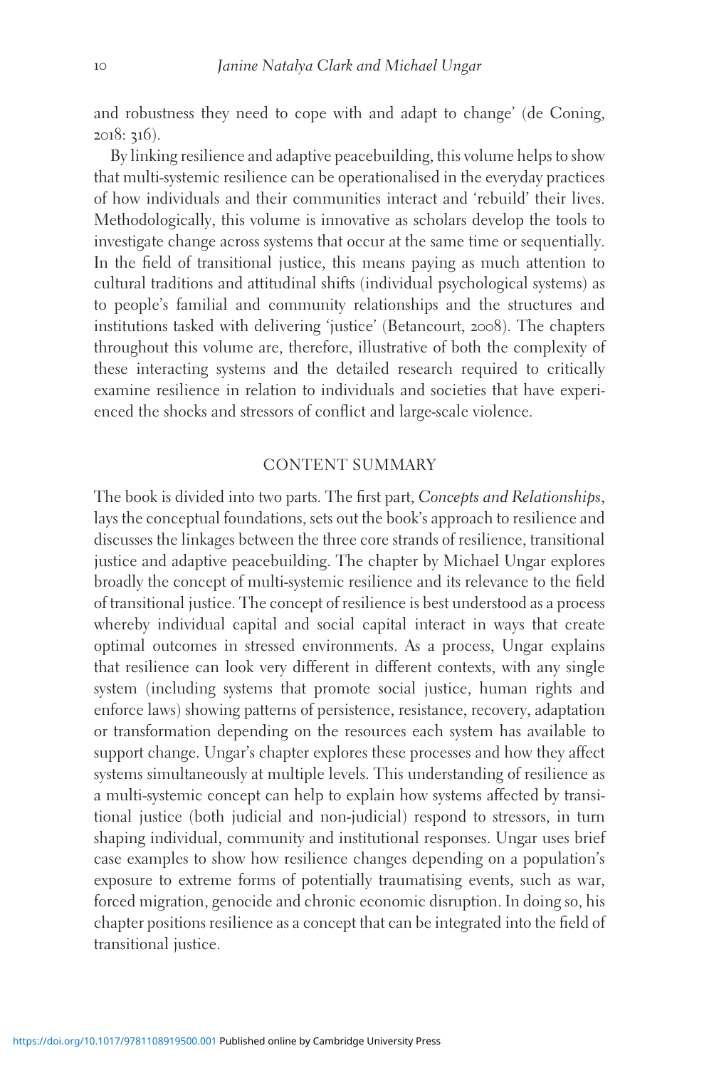and robustness they need to cope with and adapt to change' (de Coning, 2018: 316).

By linking resilience and adaptive peacebuilding, this volume helps to show that multi-systemic resilience can be operationalised in the everyday practices of how individuals and their communities interact and 'rebuild' their lives. Methodologically, this volume is innovative as scholars develop the tools to investigate change across systems that occur at the same time or sequentially. In the field of transitional justice, this means paying as much attention to cultural traditions and attitudinal shifts (individual psychological systems) as to people's familial and community relationships and the structures and institutions tasked with delivering 'justice' (Betancourt, 2008). The chapters throughout this volume are, therefore, illustrative of both the complexity of these interacting systems and the detailed research required to critically examine resilience in relation to individuals and societies that have experienced the shocks and stressors of conflict and large-scale violence.

## CONTENT SUMMARY

The book is divided into two parts. The first part, *Concepts and Relationships*, lays the conceptual foundations, sets out the book's approach to resilience and discusses the linkages between the three core strands of resilience, transitional justice and adaptive peacebuilding. The chapter by Michael Ungar explores broadly the concept of multi-systemic resilience and its relevance to the field of transitional justice. The concept of resilience is best understood as a process whereby individual capital and social capital interact in ways that create optimal outcomes in stressed environments. As a process, Ungar explains that resilience can look very different in different contexts, with any single system (including systems that promote social justice, human rights and enforce laws) showing patterns of persistence, resistance, recovery, adaptation or transformation depending on the resources each system has available to support change. Ungar's chapter explores these processes and how they affect systems simultaneously at multiple levels. This understanding of resilience as a multi-systemic concept can help to explain how systems affected by transitional justice (both judicial and non-judicial) respond to stressors, in turn shaping individual, community and institutional responses. Ungar uses brief case examples to show how resilience changes depending on a population's exposure to extreme forms of potentially traumatising events, such as war, forced migration, genocide and chronic economic disruption. In doing so, his chapter positions resilience as a concept that can be integrated into the field of transitional justice.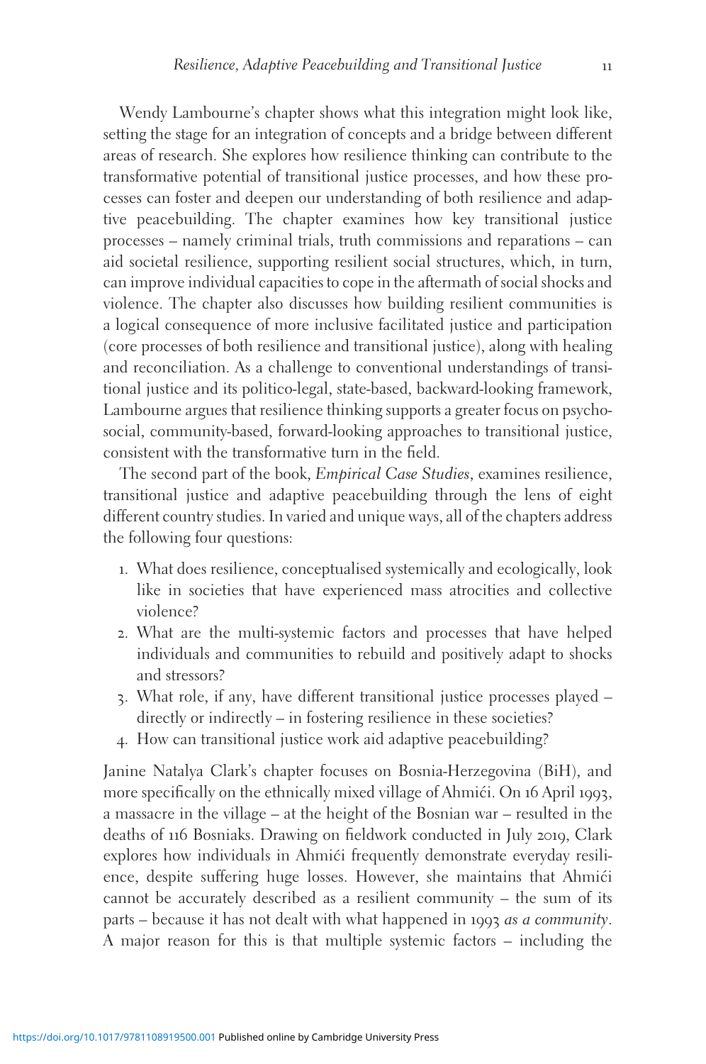Wendy Lambourne's chapter shows what this integration might look like, setting the stage for an integration of concepts and a bridge between different areas of research. She explores how resilience thinking can contribute to the transformative potential of transitional justice processes, and how these processes can foster and deepen our understanding of both resilience and adaptive peacebuilding. The chapter examines how key transitional justice processes – namely criminal trials, truth commissions and reparations – can aid societal resilience, supporting resilient social structures, which, in turn, can improve individual capacities to cope in the aftermath of social shocks and violence. The chapter also discusses how building resilient communities is a logical consequence of more inclusive facilitated justice and participation (core processes of both resilience and transitional justice), along with healing and reconciliation. As a challenge to conventional understandings of transitional justice and its politico-legal, state-based, backward-looking framework, Lambourne argues that resilience thinking supports a greater focus on psychosocial, community-based, forward-looking approaches to transitional justice, consistent with the transformative turn in the field.

The second part of the book, *Empirical Case Studies*, examines resilience, transitional justice and adaptive peacebuilding through the lens of eight different country studies. In varied and unique ways, all of the chapters address the following four questions:

1. What does resilience, conceptualised systemically and ecologically, look like in societies that have experienced mass atrocities and collective violence?
2. What are the multi-systemic factors and processes that have helped individuals and communities to rebuild and positively adapt to shocks and stressors?
3. What role, if any, have different transitional justice processes played – directly or indirectly – in fostering resilience in these societies?
4. How can transitional justice work aid adaptive peacebuilding?

Janine Natalya Clark's chapter focuses on Bosnia-Herzegovina (BiH), and more specifically on the ethnically mixed village of Ahmići. On 16 April 1993, a massacre in the village – at the height of the Bosnian war – resulted in the deaths of 116 Bosniaks. Drawing on fieldwork conducted in July 2019, Clark explores how individuals in Ahmići frequently demonstrate everyday resilience, despite suffering huge losses. However, she maintains that Ahmići cannot be accurately described as a resilient community – the sum of its parts – because it has not dealt with what happened in 1993 *as a community*. A major reason for this is that multiple systemic factors – including the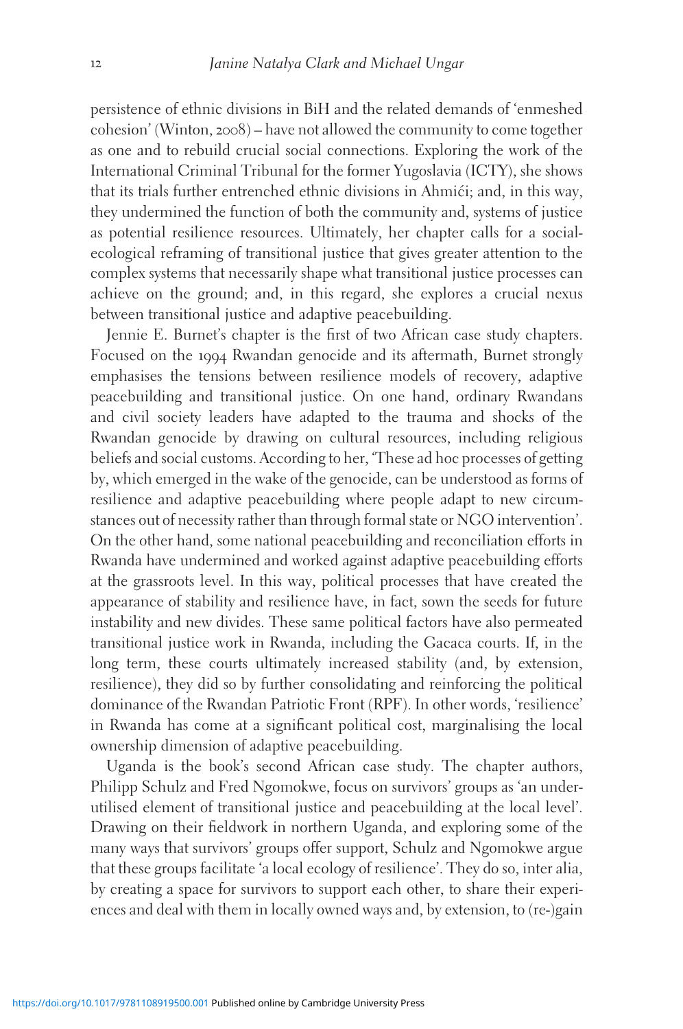persistence of ethnic divisions in BiH and the related demands of 'enmeshed cohesion' (Winton, 2008) – have not allowed the community to come together as one and to rebuild crucial social connections. Exploring the work of the International Criminal Tribunal for the former Yugoslavia (ICTY), she shows that its trials further entrenched ethnic divisions in Ahmići; and, in this way, they undermined the function of both the community and, systems of justice as potential resilience resources. Ultimately, her chapter calls for a social-ecological reframing of transitional justice that gives greater attention to the complex systems that necessarily shape what transitional justice processes can achieve on the ground; and, in this regard, she explores a crucial nexus between transitional justice and adaptive peacebuilding.

Jennie E. Burnet's chapter is the first of two African case study chapters. Focused on the 1994 Rwandan genocide and its aftermath, Burnet strongly emphasises the tensions between resilience models of recovery, adaptive peacebuilding and transitional justice. On one hand, ordinary Rwandans and civil society leaders have adapted to the trauma and shocks of the Rwandan genocide by drawing on cultural resources, including religious beliefs and social customs. According to her, 'These ad hoc processes of getting by, which emerged in the wake of the genocide, can be understood as forms of resilience and adaptive peacebuilding where people adapt to new circumstances out of necessity rather than through formal state or NGO intervention'. On the other hand, some national peacebuilding and reconciliation efforts in Rwanda have undermined and worked against adaptive peacebuilding efforts at the grassroots level. In this way, political processes that have created the appearance of stability and resilience have, in fact, sown the seeds for future instability and new divides. These same political factors have also permeated transitional justice work in Rwanda, including the Gacaca courts. If, in the long term, these courts ultimately increased stability (and, by extension, resilience), they did so by further consolidating and reinforcing the political dominance of the Rwandan Patriotic Front (RPF). In other words, 'resilience' in Rwanda has come at a significant political cost, marginalising the local ownership dimension of adaptive peacebuilding.

Uganda is the book's second African case study. The chapter authors, Philipp Schulz and Fred Ngomokwe, focus on survivors' groups as 'an under-utilised element of transitional justice and peacebuilding at the local level'. Drawing on their fieldwork in northern Uganda, and exploring some of the many ways that survivors' groups offer support, Schulz and Ngomokwe argue that these groups facilitate 'a local ecology of resilience'. They do so, inter alia, by creating a space for survivors to support each other, to share their experiences and deal with them in locally owned ways and, by extension, to (re-)gain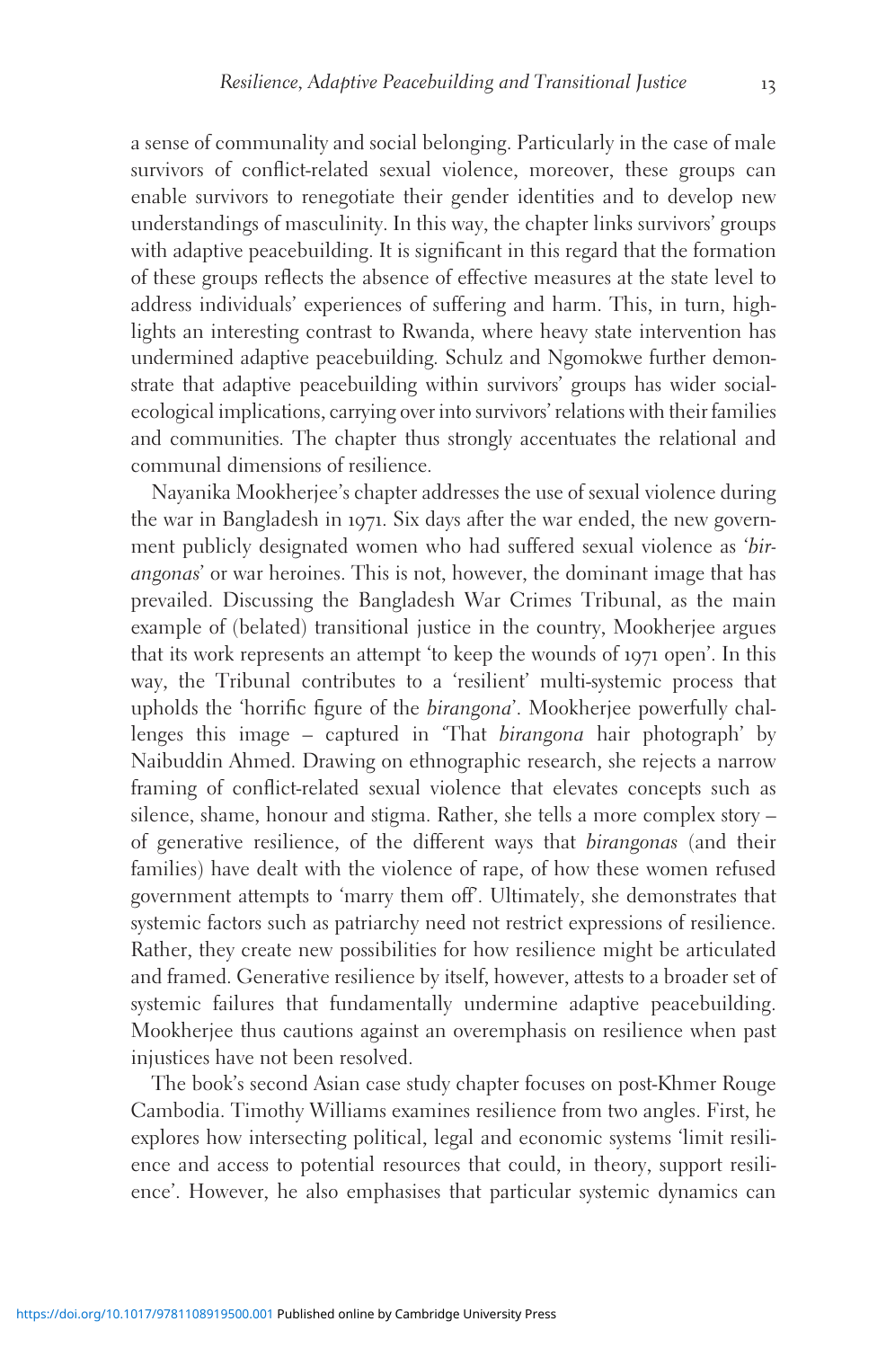a sense of communality and social belonging. Particularly in the case of male survivors of conflict-related sexual violence, moreover, these groups can enable survivors to renegotiate their gender identities and to develop new understandings of masculinity. In this way, the chapter links survivors' groups with adaptive peacebuilding. It is significant in this regard that the formation of these groups reflects the absence of effective measures at the state level to address individuals' experiences of suffering and harm. This, in turn, highlights an interesting contrast to Rwanda, where heavy state intervention has undermined adaptive peacebuilding. Schulz and Ngomokwe further demonstrate that adaptive peacebuilding within survivors' groups has wider social-ecological implications, carrying over into survivors' relations with their families and communities. The chapter thus strongly accentuates the relational and communal dimensions of resilience.

Nayanika Mookherjee's chapter addresses the use of sexual violence during the war in Bangladesh in 1971. Six days after the war ended, the new government publicly designated women who had suffered sexual violence as '*birangonas*' or war heroines. This is not, however, the dominant image that has prevailed. Discussing the Bangladesh War Crimes Tribunal, as the main example of (belated) transitional justice in the country, Mookherjee argues that its work represents an attempt 'to keep the wounds of 1971 open'. In this way, the Tribunal contributes to a 'resilient' multi-systemic process that upholds the 'horrific figure of the *birangona*'. Mookherjee powerfully challenges this image – captured in 'That *birangona* hair photograph' by Naibuddin Ahmed. Drawing on ethnographic research, she rejects a narrow framing of conflict-related sexual violence that elevates concepts such as silence, shame, honour and stigma. Rather, she tells a more complex story – of generative resilience, of the different ways that *birangonas* (and their families) have dealt with the violence of rape, of how these women refused government attempts to 'marry them off'. Ultimately, she demonstrates that systemic factors such as patriarchy need not restrict expressions of resilience. Rather, they create new possibilities for how resilience might be articulated and framed. Generative resilience by itself, however, attests to a broader set of systemic failures that fundamentally undermine adaptive peacebuilding. Mookherjee thus cautions against an overemphasis on resilience when past injustices have not been resolved.

The book's second Asian case study chapter focuses on post-Khmer Rouge Cambodia. Timothy Williams examines resilience from two angles. First, he explores how intersecting political, legal and economic systems 'limit resilience and access to potential resources that could, in theory, support resilience'. However, he also emphasises that particular systemic dynamics can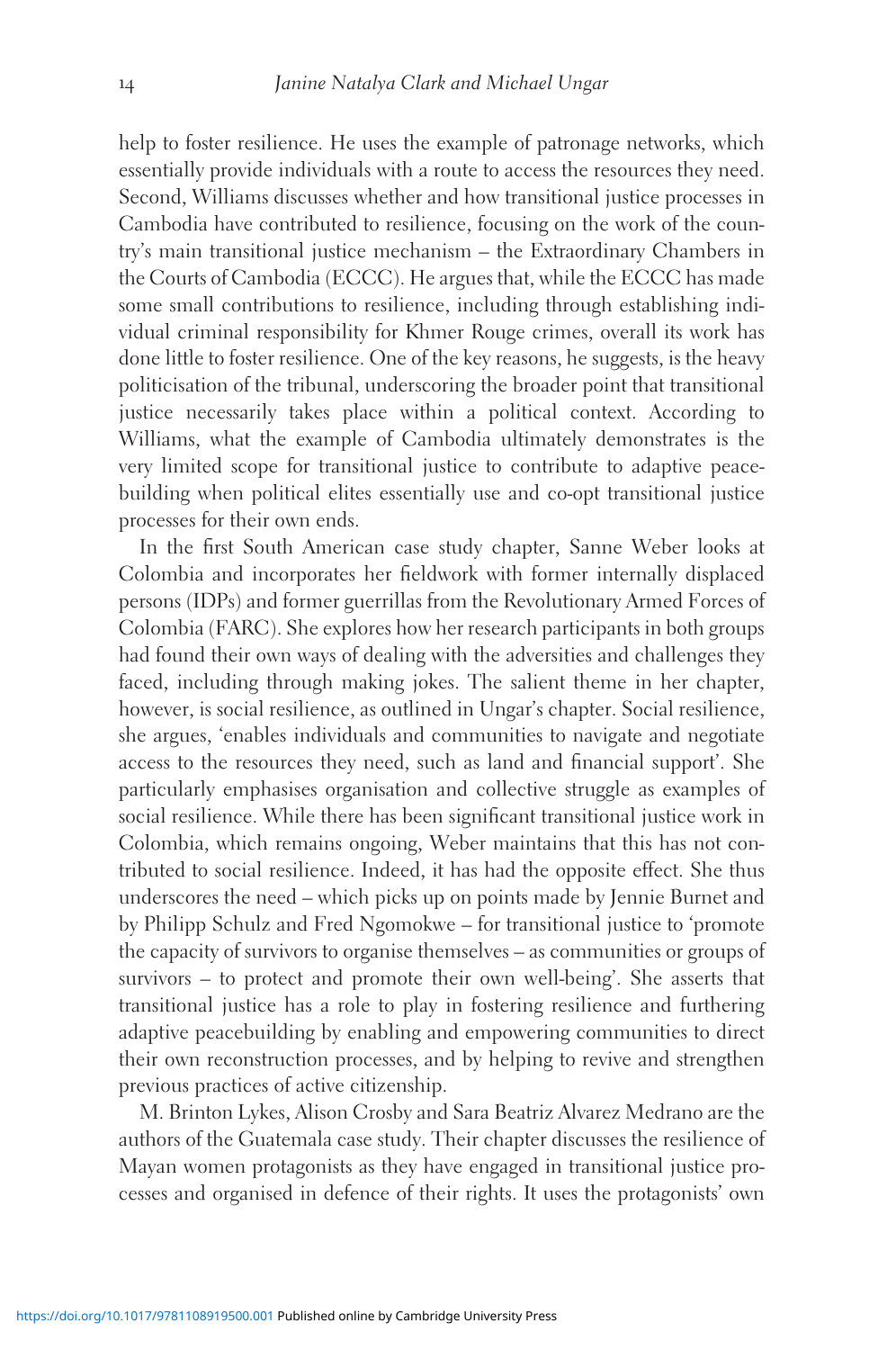help to foster resilience. He uses the example of patronage networks, which essentially provide individuals with a route to access the resources they need. Second, Williams discusses whether and how transitional justice processes in Cambodia have contributed to resilience, focusing on the work of the country's main transitional justice mechanism – the Extraordinary Chambers in the Courts of Cambodia (ECCC). He argues that, while the ECCC has made some small contributions to resilience, including through establishing individual criminal responsibility for Khmer Rouge crimes, overall its work has done little to foster resilience. One of the key reasons, he suggests, is the heavy politicisation of the tribunal, underscoring the broader point that transitional justice necessarily takes place within a political context. According to Williams, what the example of Cambodia ultimately demonstrates is the very limited scope for transitional justice to contribute to adaptive peacebuilding when political elites essentially use and co-opt transitional justice processes for their own ends.

In the first South American case study chapter, Sanne Weber looks at Colombia and incorporates her fieldwork with former internally displaced persons (IDPs) and former guerrillas from the Revolutionary Armed Forces of Colombia (FARC). She explores how her research participants in both groups had found their own ways of dealing with the adversities and challenges they faced, including through making jokes. The salient theme in her chapter, however, is social resilience, as outlined in Ungar's chapter. Social resilience, she argues, 'enables individuals and communities to navigate and negotiate access to the resources they need, such as land and financial support'. She particularly emphasises organisation and collective struggle as examples of social resilience. While there has been significant transitional justice work in Colombia, which remains ongoing, Weber maintains that this has not contributed to social resilience. Indeed, it has had the opposite effect. She thus underscores the need – which picks up on points made by Jennie Burnet and by Philipp Schulz and Fred Ngomokwe – for transitional justice to 'promote the capacity of survivors to organise themselves – as communities or groups of survivors – to protect and promote their own well-being'. She asserts that transitional justice has a role to play in fostering resilience and furthering adaptive peacebuilding by enabling and empowering communities to direct their own reconstruction processes, and by helping to revive and strengthen previous practices of active citizenship.

M. Brinton Lykes, Alison Crosby and Sara Beatriz Alvarez Medrano are the authors of the Guatemala case study. Their chapter discusses the resilience of Mayan women protagonists as they have engaged in transitional justice processes and organised in defence of their rights. It uses the protagonists' own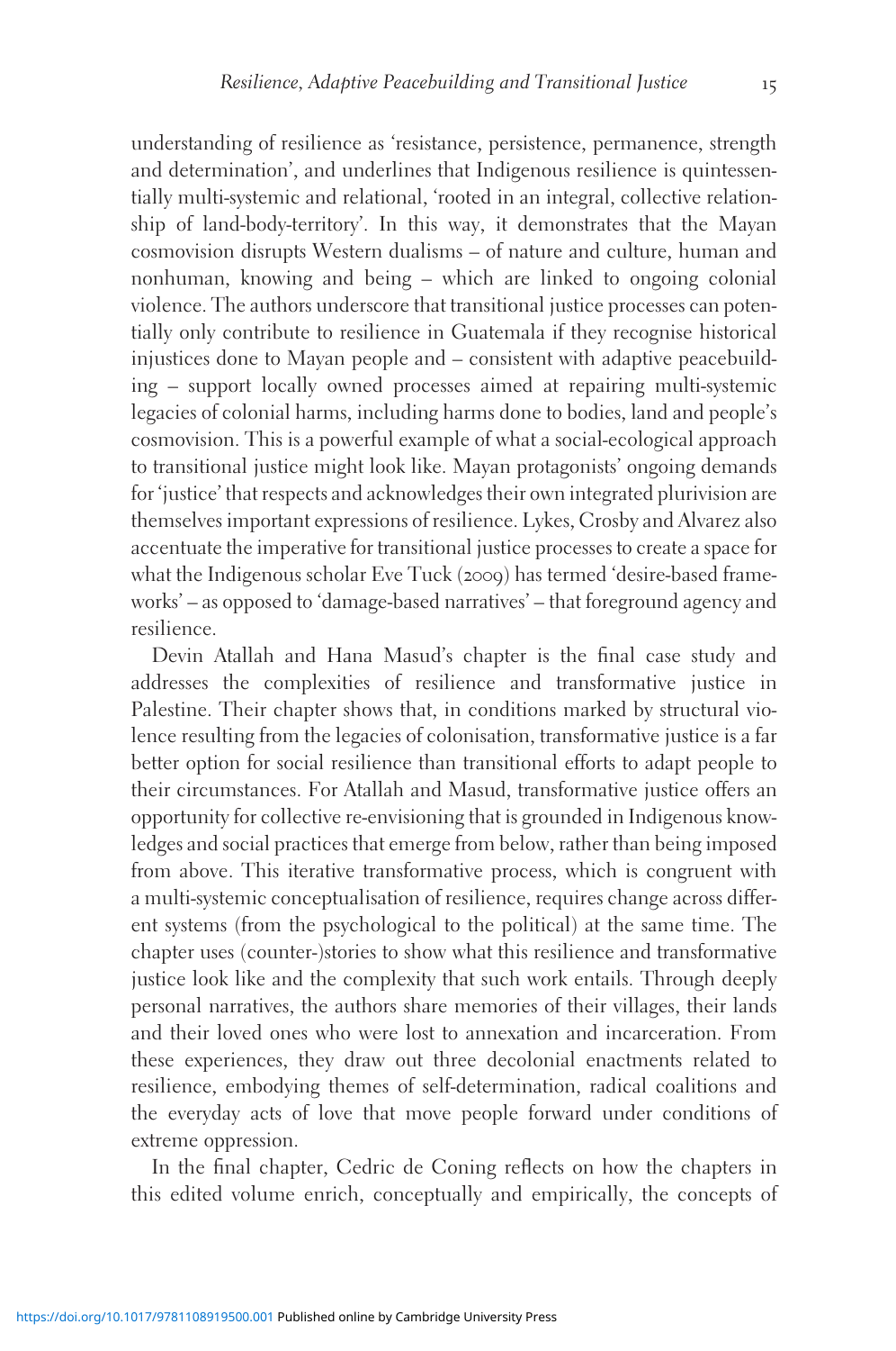understanding of resilience as 'resistance, persistence, permanence, strength and determination', and underlines that Indigenous resilience is quintessentially multi-systemic and relational, 'rooted in an integral, collective relationship of land-body-territory'. In this way, it demonstrates that the Mayan cosmovision disrupts Western dualisms – of nature and culture, human and nonhuman, knowing and being – which are linked to ongoing colonial violence. The authors underscore that transitional justice processes can potentially only contribute to resilience in Guatemala if they recognise historical injustices done to Mayan people and – consistent with adaptive peacebuilding – support locally owned processes aimed at repairing multi-systemic legacies of colonial harms, including harms done to bodies, land and people's cosmovision. This is a powerful example of what a social-ecological approach to transitional justice might look like. Mayan protagonists' ongoing demands for 'justice' that respects and acknowledges their own integrated plurivision are themselves important expressions of resilience. Lykes, Crosby and Alvarez also accentuate the imperative for transitional justice processes to create a space for what the Indigenous scholar Eve Tuck (2009) has termed 'desire-based frameworks' – as opposed to 'damage-based narratives' – that foreground agency and resilience.

Devin Atallah and Hana Masud's chapter is the final case study and addresses the complexities of resilience and transformative justice in Palestine. Their chapter shows that, in conditions marked by structural violence resulting from the legacies of colonisation, transformative justice is a far better option for social resilience than transitional efforts to adapt people to their circumstances. For Atallah and Masud, transformative justice offers an opportunity for collective re-envisioning that is grounded in Indigenous knowledges and social practices that emerge from below, rather than being imposed from above. This iterative transformative process, which is congruent with a multi-systemic conceptualisation of resilience, requires change across different systems (from the psychological to the political) at the same time. The chapter uses (counter-)stories to show what this resilience and transformative justice look like and the complexity that such work entails. Through deeply personal narratives, the authors share memories of their villages, their lands and their loved ones who were lost to annexation and incarceration. From these experiences, they draw out three decolonial enactments related to resilience, embodying themes of self-determination, radical coalitions and the everyday acts of love that move people forward under conditions of extreme oppression.

In the final chapter, Cedric de Coning reflects on how the chapters in this edited volume enrich, conceptually and empirically, the concepts of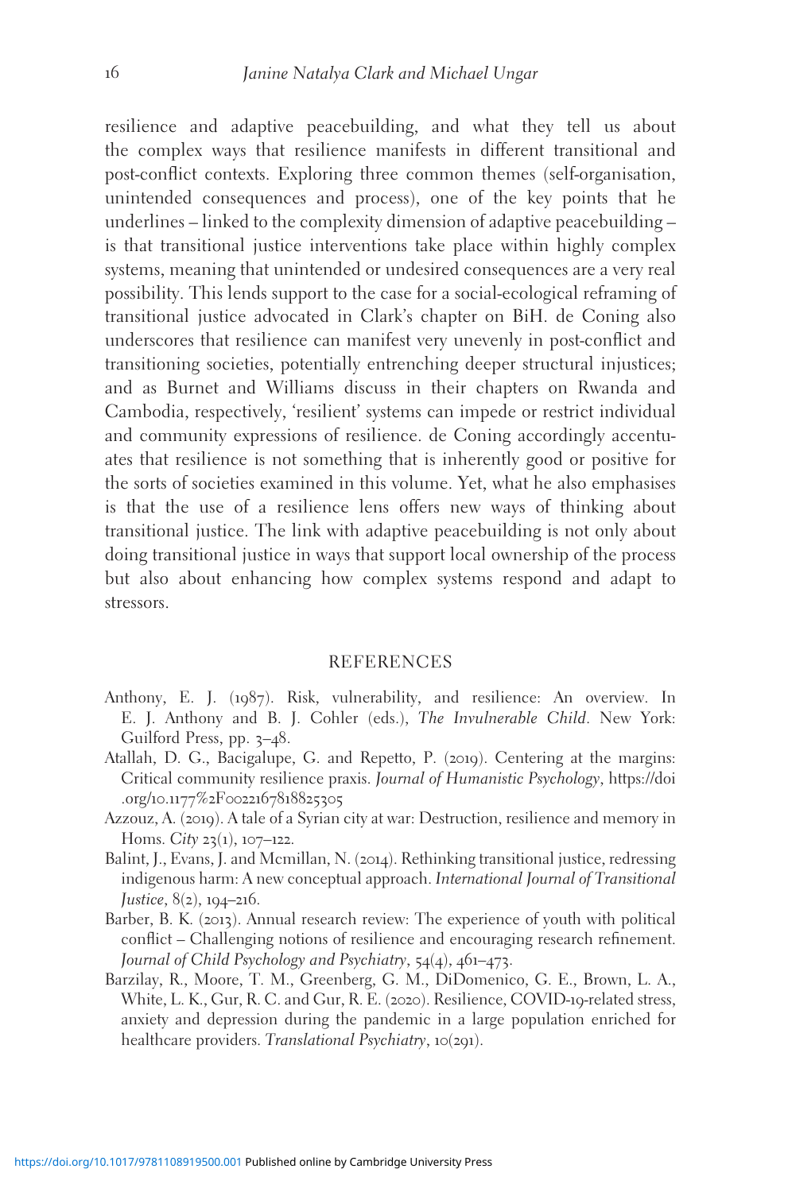resilience and adaptive peacebuilding, and what they tell us about the complex ways that resilience manifests in different transitional and post-conflict contexts. Exploring three common themes (self-organisation, unintended consequences and process), one of the key points that he underlines – linked to the complexity dimension of adaptive peacebuilding – is that transitional justice interventions take place within highly complex systems, meaning that unintended or undesired consequences are a very real possibility. This lends support to the case for a social-ecological reframing of transitional justice advocated in Clark's chapter on BiH. de Coning also underscores that resilience can manifest very unevenly in post-conflict and transitioning societies, potentially entrenching deeper structural injustices; and as Burnet and Williams discuss in their chapters on Rwanda and Cambodia, respectively, 'resilient' systems can impede or restrict individual and community expressions of resilience. de Coning accordingly accentuates that resilience is not something that is inherently good or positive for the sorts of societies examined in this volume. Yet, what he also emphasises is that the use of a resilience lens offers new ways of thinking about transitional justice. The link with adaptive peacebuilding is not only about doing transitional justice in ways that support local ownership of the process but also about enhancing how complex systems respond and adapt to stressors.

## REFERENCES

Anthony, E. J. (1987). Risk, vulnerability, and resilience: An overview. In E. J. Anthony and B. J. Cohler (eds.), *The Invulnerable Child*. New York: Guilford Press, pp. 3–48.

Atallah, D. G., Bacigalupe, G. and Repetto, P. (2019). Centering at the margins: Critical community resilience praxis. *Journal of Humanistic Psychology*, https://doi.org/10.1177%2F0022167818825305

Azzouz, A. (2019). A tale of a Syrian city at war: Destruction, resilience and memory in Homs. *City* 23(1), 107–122.

Balint, J., Evans, J. and Mcmillan, N. (2014). Rethinking transitional justice, redressing indigenous harm: A new conceptual approach. *International Journal of Transitional Justice*, 8(2), 194–216.

Barber, B. K. (2013). Annual research review: The experience of youth with political conflict – Challenging notions of resilience and encouraging research refinement. *Journal of Child Psychology and Psychiatry*, 54(4), 461–473.

Barzilay, R., Moore, T. M., Greenberg, G. M., DiDomenico, G. E., Brown, L. A., White, L. K., Gur, R. C. and Gur, R. E. (2020). Resilience, COVID-19-related stress, anxiety and depression during the pandemic in a large population enriched for healthcare providers. *Translational Psychiatry*, 10(291).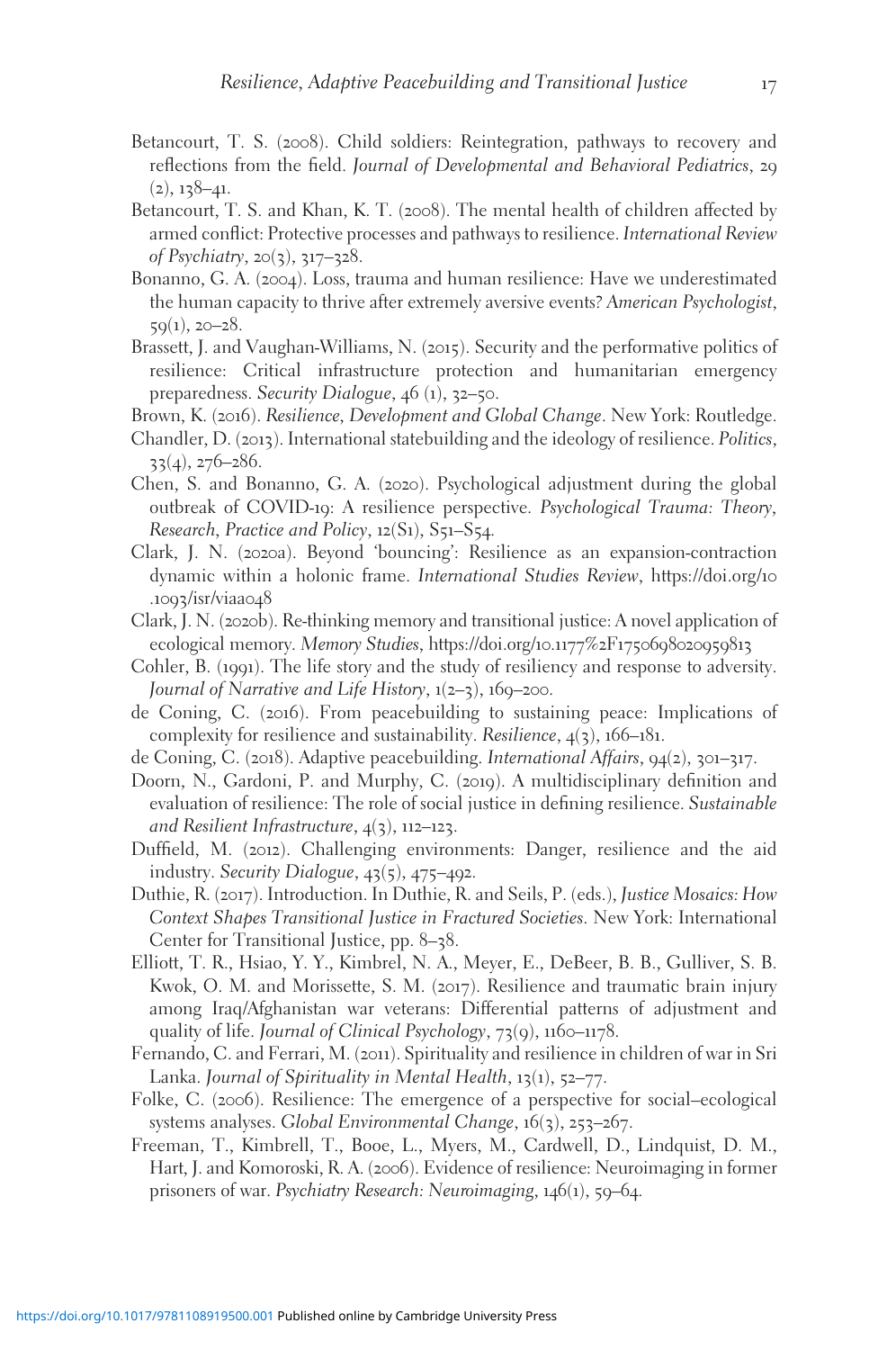Betancourt, T. S. (2008). Child soldiers: Reintegration, pathways to recovery and reflections from the field. *Journal of Developmental and Behavioral Pediatrics*, 29 (2), 138–41.

Betancourt, T. S. and Khan, K. T. (2008). The mental health of children affected by armed conflict: Protective processes and pathways to resilience. *International Review of Psychiatry*, 20(3), 317–328.

Bonanno, G. A. (2004). Loss, trauma and human resilience: Have we underestimated the human capacity to thrive after extremely aversive events? *American Psychologist*, 59(1), 20–28.

Brassett, J. and Vaughan-Williams, N. (2015). Security and the performative politics of resilience: Critical infrastructure protection and humanitarian emergency preparedness. *Security Dialogue*, 46 (1), 32–50.

Brown, K. (2016). *Resilience, Development and Global Change*. New York: Routledge.

Chandler, D. (2013). International statebuilding and the ideology of resilience. *Politics*, 33(4), 276–286.

Chen, S. and Bonanno, G. A. (2020). Psychological adjustment during the global outbreak of COVID-19: A resilience perspective. *Psychological Trauma: Theory, Research, Practice and Policy*, 12(S1), S51–S54.

Clark, J. N. (2020a). Beyond 'bouncing': Resilience as an expansion-contraction dynamic within a holonic frame. *International Studies Review*, https://doi.org/10.1093/isr/viaa048

Clark, J. N. (2020b). Re-thinking memory and transitional justice: A novel application of ecological memory. *Memory Studies*, https://doi.org/10.1177%2F1750698020959813

Cohler, B. (1991). The life story and the study of resiliency and response to adversity. *Journal of Narrative and Life History*, 1(2–3), 169–200.

de Coning, C. (2016). From peacebuilding to sustaining peace: Implications of complexity for resilience and sustainability. *Resilience*, 4(3), 166–181.

de Coning, C. (2018). Adaptive peacebuilding. *International Affairs*, 94(2), 301–317.

Doorn, N., Gardoni, P. and Murphy, C. (2019). A multidisciplinary definition and evaluation of resilience: The role of social justice in defining resilience. *Sustainable and Resilient Infrastructure*, 4(3), 112–123.

Duffield, M. (2012). Challenging environments: Danger, resilience and the aid industry. *Security Dialogue*, 43(5), 475–492.

Duthie, R. (2017). Introduction. In Duthie, R. and Seils, P. (eds.), *Justice Mosaics: How Context Shapes Transitional Justice in Fractured Societies*. New York: International Center for Transitional Justice, pp. 8–38.

Elliott, T. R., Hsiao, Y. Y., Kimbrel, N. A., Meyer, E., DeBeer, B. B., Gulliver, S. B. Kwok, O. M. and Morissette, S. M. (2017). Resilience and traumatic brain injury among Iraq/Afghanistan war veterans: Differential patterns of adjustment and quality of life. *Journal of Clinical Psychology*, 73(9), 1160–1178.

Fernando, C. and Ferrari, M. (2011). Spirituality and resilience in children of war in Sri Lanka. *Journal of Spirituality in Mental Health*, 13(1), 52–77.

Folke, C. (2006). Resilience: The emergence of a perspective for social–ecological systems analyses. *Global Environmental Change*, 16(3), 253–267.

Freeman, T., Kimbrell, T., Booe, L., Myers, M., Cardwell, D., Lindquist, D. M., Hart, J. and Komoroski, R. A. (2006). Evidence of resilience: Neuroimaging in former prisoners of war. *Psychiatry Research: Neuroimaging*, 146(1), 59–64.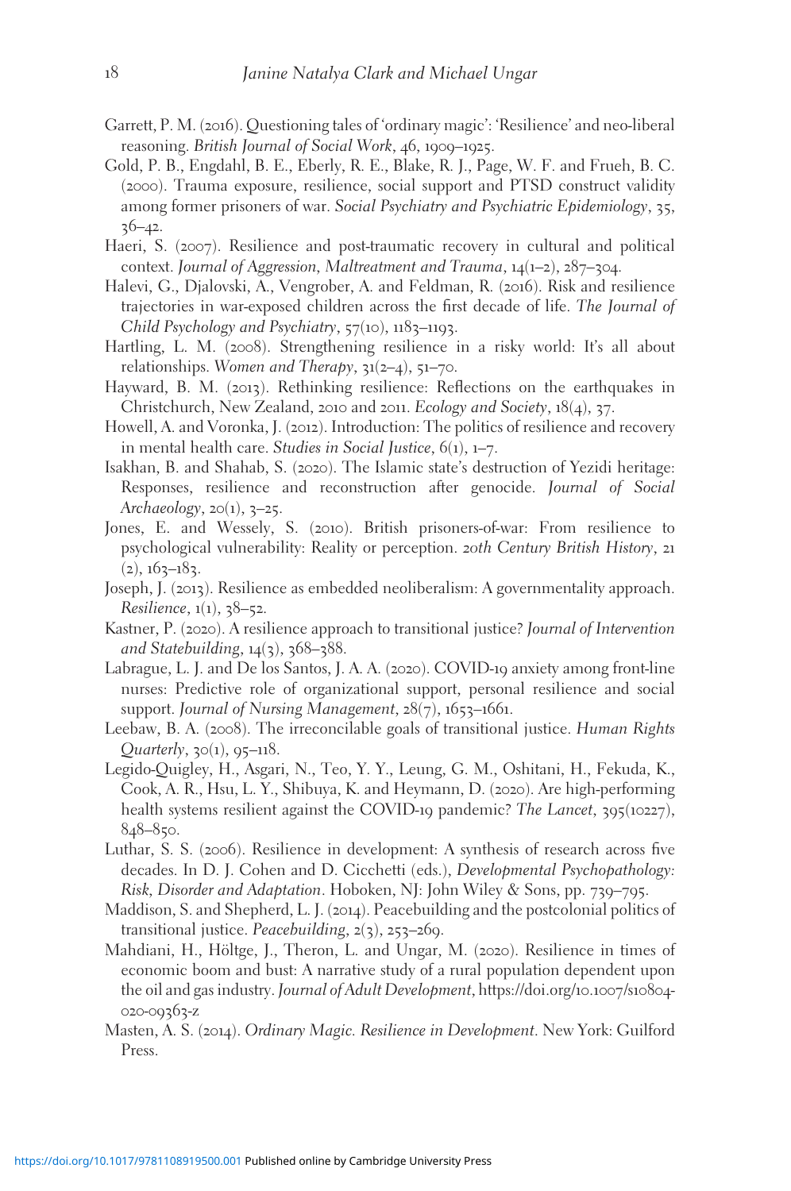Garrett, P. M. (2016). Questioning tales of 'ordinary magic': 'Resilience' and neo-liberal reasoning. *British Journal of Social Work*, 46, 1909–1925.

Gold, P. B., Engdahl, B. E., Eberly, R. E., Blake, R. J., Page, W. F. and Frueh, B. C. (2000). Trauma exposure, resilience, social support and PTSD construct validity among former prisoners of war. *Social Psychiatry and Psychiatric Epidemiology*, 35, 36–42.

Haeri, S. (2007). Resilience and post-traumatic recovery in cultural and political context. *Journal of Aggression, Maltreatment and Trauma*, 14(1–2), 287–304.

Halevi, G., Djalovski, A., Vengrober, A. and Feldman, R. (2016). Risk and resilience trajectories in war-exposed children across the first decade of life. *The Journal of Child Psychology and Psychiatry*, 57(10), 1183–1193.

Hartling, L. M. (2008). Strengthening resilience in a risky world: It's all about relationships. *Women and Therapy*, 31(2–4), 51–70.

Hayward, B. M. (2013). Rethinking resilience: Reflections on the earthquakes in Christchurch, New Zealand, 2010 and 2011. *Ecology and Society*, 18(4), 37.

Howell, A. and Voronka, J. (2012). Introduction: The politics of resilience and recovery in mental health care. *Studies in Social Justice*, 6(1), 1–7.

Isakhan, B. and Shahab, S. (2020). The Islamic state's destruction of Yezidi heritage: Responses, resilience and reconstruction after genocide. *Journal of Social Archaeology*, 20(1), 3–25.

Jones, E. and Wessely, S. (2010). British prisoners-of-war: From resilience to psychological vulnerability: Reality or perception. *20th Century British History*, 21 (2), 163–183.

Joseph, J. (2013). Resilience as embedded neoliberalism: A governmentality approach. *Resilience*, 1(1), 38–52.

Kastner, P. (2020). A resilience approach to transitional justice? *Journal of Intervention and Statebuilding*, 14(3), 368–388.

Labrague, L. J. and De los Santos, J. A. A. (2020). COVID-19 anxiety among front-line nurses: Predictive role of organizational support, personal resilience and social support. *Journal of Nursing Management*, 28(7), 1653–1661.

Leebaw, B. A. (2008). The irreconcilable goals of transitional justice. *Human Rights Quarterly*, 30(1), 95–118.

Legido-Quigley, H., Asgari, N., Teo, Y. Y., Leung, G. M., Oshitani, H., Fekuda, K., Cook, A. R., Hsu, L. Y., Shibuya, K. and Heymann, D. (2020). Are high-performing health systems resilient against the COVID-19 pandemic? *The Lancet*, 395(10227), 848–850.

Luthar, S. S. (2006). Resilience in development: A synthesis of research across five decades. In D. J. Cohen and D. Cicchetti (eds.), *Developmental Psychopathology: Risk, Disorder and Adaptation*. Hoboken, NJ: John Wiley & Sons, pp. 739–795.

Maddison, S. and Shepherd, L. J. (2014). Peacebuilding and the postcolonial politics of transitional justice. *Peacebuilding*, 2(3), 253–269.

Mahdiani, H., Höltge, J., Theron, L. and Ungar, M. (2020). Resilience in times of economic boom and bust: A narrative study of a rural population dependent upon the oil and gas industry. *Journal of Adult Development*, https://doi.org/10.1007/s10804-020-09363-z

Masten, A. S. (2014). *Ordinary Magic. Resilience in Development*. New York: Guilford Press.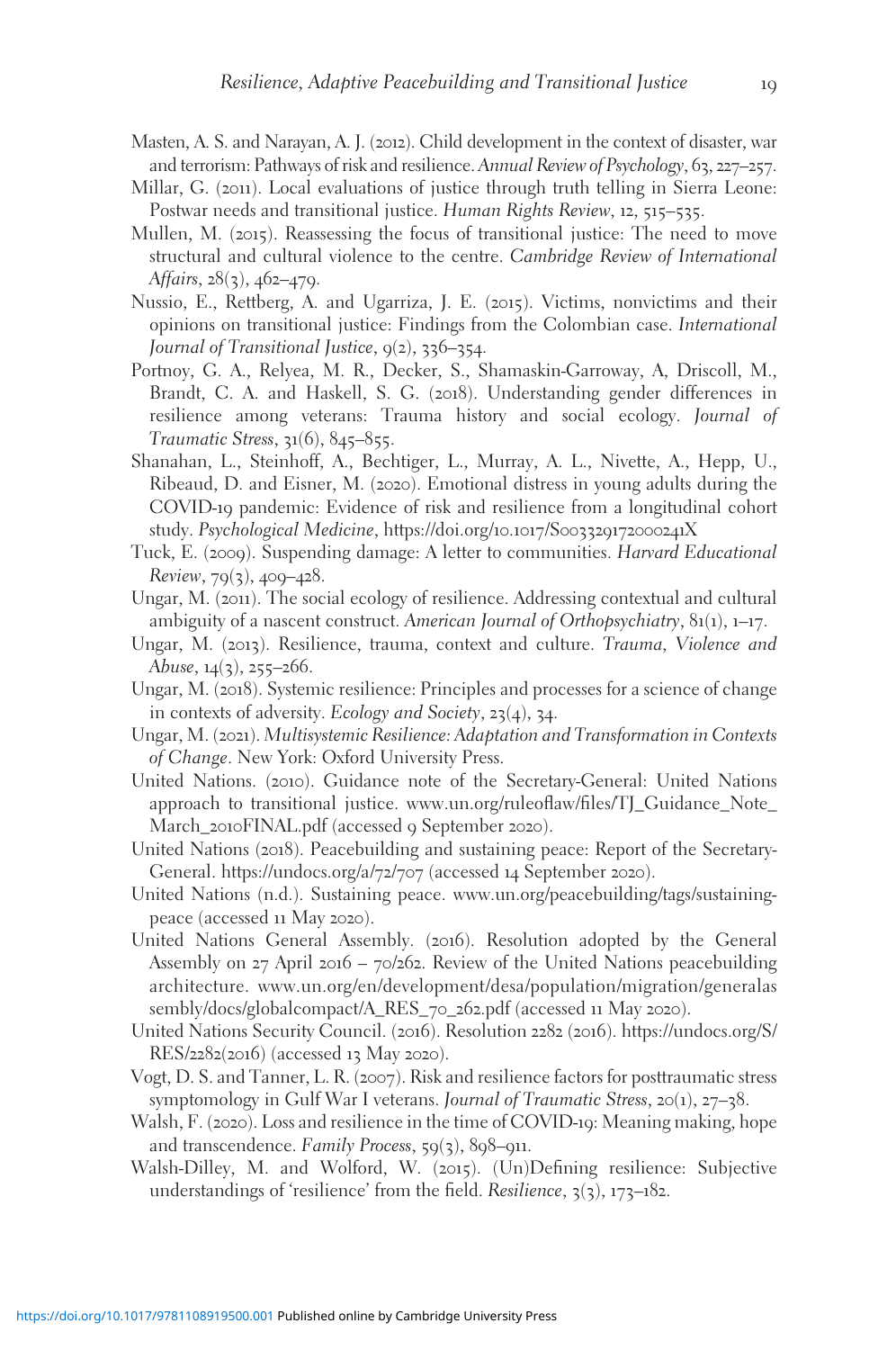Masten, A. S. and Narayan, A. J. (2012). Child development in the context of disaster, war and terrorism: Pathways of risk and resilience. *Annual Review of Psychology*, 63, 227–257.

Millar, G. (2011). Local evaluations of justice through truth telling in Sierra Leone: Postwar needs and transitional justice. *Human Rights Review*, 12, 515–535.

Mullen, M. (2015). Reassessing the focus of transitional justice: The need to move structural and cultural violence to the centre. *Cambridge Review of International Affairs*, 28(3), 462–479.

Nussio, E., Rettberg, A. and Ugarriza, J. E. (2015). Victims, nonvictims and their opinions on transitional justice: Findings from the Colombian case. *International Journal of Transitional Justice*, 9(2), 336–354.

Portnoy, G. A., Relyea, M. R., Decker, S., Shamaskin-Garroway, A, Driscoll, M., Brandt, C. A. and Haskell, S. G. (2018). Understanding gender differences in resilience among veterans: Trauma history and social ecology. *Journal of Traumatic Stress*, 31(6), 845–855.

Shanahan, L., Steinhoff, A., Bechtiger, L., Murray, A. L., Nivette, A., Hepp, U., Ribeaud, D. and Eisner, M. (2020). Emotional distress in young adults during the COVID-19 pandemic: Evidence of risk and resilience from a longitudinal cohort study. *Psychological Medicine*, https://doi.org/10.1017/S003329172000241X

Tuck, E. (2009). Suspending damage: A letter to communities. *Harvard Educational Review*, 79(3), 409–428.

Ungar, M. (2011). The social ecology of resilience. Addressing contextual and cultural ambiguity of a nascent construct. *American Journal of Orthopsychiatry*, 81(1), 1–17.

Ungar, M. (2013). Resilience, trauma, context and culture. *Trauma, Violence and Abuse*, 14(3), 255–266.

Ungar, M. (2018). Systemic resilience: Principles and processes for a science of change in contexts of adversity. *Ecology and Society*, 23(4), 34.

Ungar, M. (2021). *Multisystemic Resilience: Adaptation and Transformation in Contexts of Change*. New York: Oxford University Press.

United Nations. (2010). Guidance note of the Secretary-General: United Nations approach to transitional justice. www.un.org/ruleoflaw/files/TJ_Guidance_Note_March_2010FINAL.pdf (accessed 9 September 2020).

United Nations (2018). Peacebuilding and sustaining peace: Report of the Secretary-General. https://undocs.org/a/72/707 (accessed 14 September 2020).

United Nations (n.d.). Sustaining peace. www.un.org/peacebuilding/tags/sustaining-peace (accessed 11 May 2020).

United Nations General Assembly. (2016). Resolution adopted by the General Assembly on 27 April 2016 – 70/262. Review of the United Nations peacebuilding architecture. www.un.org/en/development/desa/population/migration/generalassembly/docs/globalcompact/A_RES_70_262.pdf (accessed 11 May 2020).

United Nations Security Council. (2016). Resolution 2282 (2016). https://undocs.org/S/RES/2282(2016) (accessed 13 May 2020).

Vogt, D. S. and Tanner, L. R. (2007). Risk and resilience factors for posttraumatic stress symptomology in Gulf War I veterans. *Journal of Traumatic Stress*, 20(1), 27–38.

Walsh, F. (2020). Loss and resilience in the time of COVID-19: Meaning making, hope and transcendence. *Family Process*, 59(3), 898–911.

Walsh-Dilley, M. and Wolford, W. (2015). (Un)Defining resilience: Subjective understandings of 'resilience' from the field. *Resilience*, 3(3), 173–182.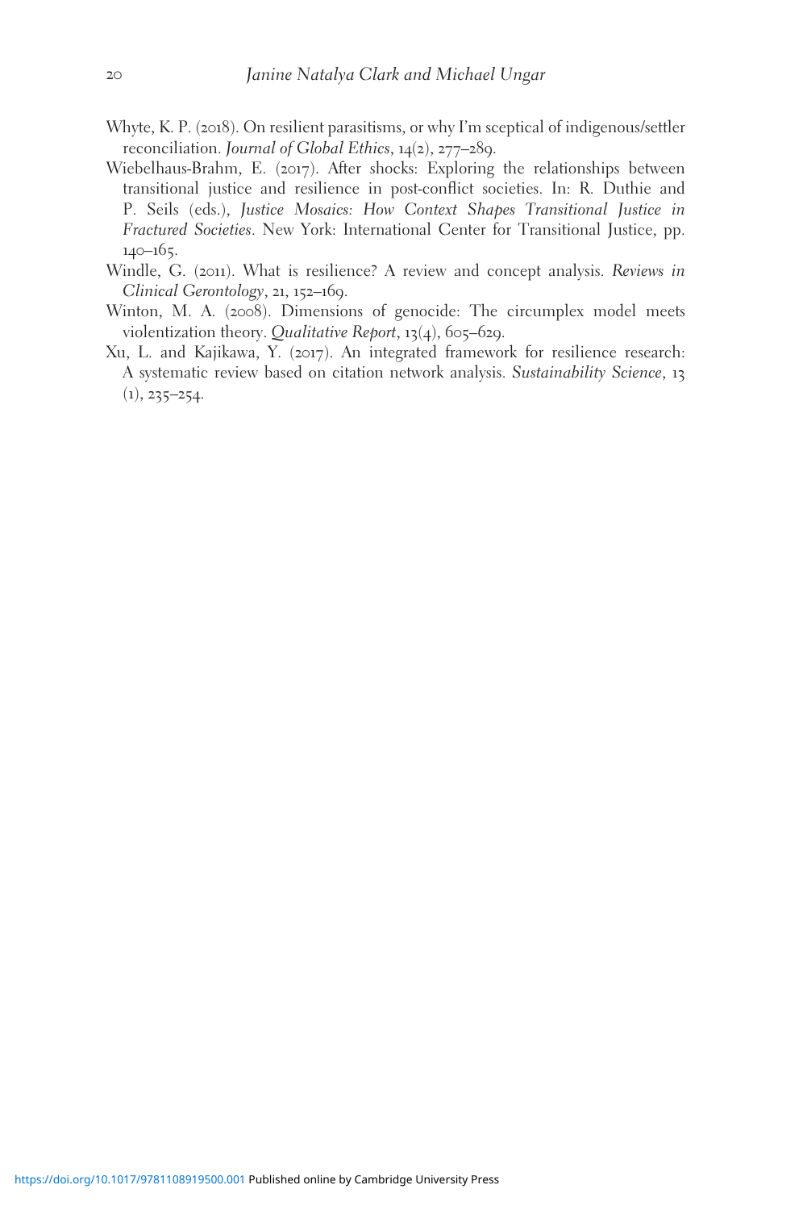Whyte, K. P. (2018). On resilient parasitisms, or why I'm sceptical of indigenous/settler reconciliation. *Journal of Global Ethics*, 14(2), 277–289.

Wiebelhaus-Brahm, E. (2017). After shocks: Exploring the relationships between transitional justice and resilience in post-conflict societies. In: R. Duthie and P. Seils (eds.), *Justice Mosaics: How Context Shapes Transitional Justice in Fractured Societies*. New York: International Center for Transitional Justice, pp. 140–165.

Windle, G. (2011). What is resilience? A review and concept analysis. *Reviews in Clinical Gerontology*, 21, 152–169.

Winton, M. A. (2008). Dimensions of genocide: The circumplex model meets violentization theory. *Qualitative Report*, 13(4), 605–629.

Xu, L. and Kajikawa, Y. (2017). An integrated framework for resilience research: A systematic review based on citation network analysis. *Sustainability Science*, 13 (1), 235–254.